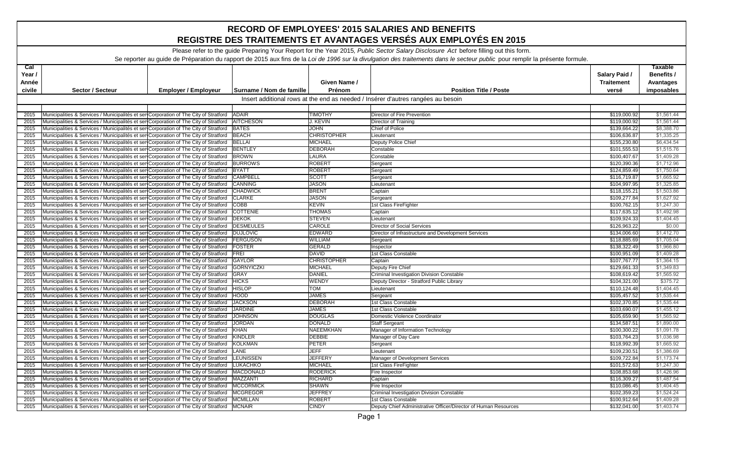# RECORD OF EMPLOYEES' 2015 SALARIES AND BENEFITS
# REGISTRE DES TRAITEMENTS ET AVANTAGES VERSÉS AUX EMPLOYÉS EN 2015

Please refer to the guide Preparing Your Report for the Year 2015, *Public Sector Salary Disclosure Act* before filling out this form.

Se reporter au guide de Préparation du rapport de 2015 aux fins de la *Loi de 1996 sur la divulgation des traitements dans le secteur public* pour remplir la présente formule.

| Cal Year / Année civile | Sector / Secteur | Employer / Employeur | Surname / Nom de famille | Given Name / Prénom | Position Title / Poste | Salary Paid / Traitement versé | Taxable Benefits / Avantages imposables |
|---|---|---|---|---|---|---|---|
| Insert additional rows at the end as needed / Insérer d'autres rangées au besoin | | | | | | | |
| 2015 | Municipalities & Services / Municipalités et ser | Corporation of The City of Stratford | ADAIR | TIMOTHY | Director of Fire Prevention | $119,000.92 | $1,561.44 |
| 2015 | Municipalities & Services / Municipalités et ser | Corporation of The City of Stratford | AITCHESON | J. KEVIN | Director of Training | $119,000.92 | $1,561.44 |
| 2015 | Municipalities & Services / Municipalités et ser | Corporation of The City of Stratford | BATES | JOHN | Chief of Police | $139,664.22 | $8,388.70 |
| 2015 | Municipalities & Services / Municipalités et ser | Corporation of The City of Stratford | BEACH | CHRISTOPHER | Lieutenant | $106,636.87 | $1,335.25 |
| 2015 | Municipalities & Services / Municipalités et ser | Corporation of The City of Stratford | BELLAI | MICHAEL | Deputy Police Chief | $155,230.80 | $6,434.54 |
| 2015 | Municipalities & Services / Municipalités et ser | Corporation of The City of Stratford | BENTLEY | DEBORAH | Constable | $101,555.53 | $1,515.76 |
| 2015 | Municipalities & Services / Municipalités et ser | Corporation of The City of Stratford | BROWN | LAURA | Constable | $100,407.67 | $1,409.28 |
| 2015 | Municipalities & Services / Municipalités et ser | Corporation of The City of Stratford | BURROWS | ROBERT | Sergeant | $120,390.36 | $1,712.96 |
| 2015 | Municipalities & Services / Municipalités et ser | Corporation of The City of Stratford | BYATT | ROBERT | Sergeant | $124,859.49 | $1,750.64 |
| 2015 | Municipalities & Services / Municipalités et ser | Corporation of The City of Stratford | CAMPBELL | SCOTT | Sergeant | $116,719.87 | $1,665.92 |
| 2015 | Municipalities & Services / Municipalités et ser | Corporation of The City of Stratford | CANNING | JASON | Lieutenant | $104,997.95 | $1,325.85 |
| 2015 | Municipalities & Services / Municipalités et ser | Corporation of The City of Stratford | CHADWICK | BRENT | Captain | $118,155.21 | $1,503.86 |
| 2015 | Municipalities & Services / Municipalités et ser | Corporation of The City of Stratford | CLARKE | JASON | Sergeant | $109,277.84 | $1,627.92 |
| 2015 | Municipalities & Services / Municipalités et ser | Corporation of The City of Stratford | COBB | KEVIN | 1st Class FireFighter | $100,762.15 | $1,247.30 |
| 2015 | Municipalities & Services / Municipalités et ser | Corporation of The City of Stratford | COTTENIE | THOMAS | Captain | $117,635.12 | $1,492.98 |
| 2015 | Municipalities & Services / Municipalités et ser | Corporation of The City of Stratford | DEKOK | STEVEN | Lieutenant | $109,924.33 | $1,404.45 |
| 2015 | Municipalities & Services / Municipalités et ser | Corporation of The City of Stratford | DESMEULES | CAROLE | Director of Social Services | $126,963.22 | $0.00 |
| 2015 | Municipalities & Services / Municipalités et ser | Corporation of The City of Stratford | DUJLOVIC | EDWARD | Director of Infrastructure and Development Services | $134,006.60 | $1,412.70 |
| 2015 | Municipalities & Services / Municipalités et ser | Corporation of The City of Stratford | FERGUSON | WILLIAM | Sergeant | $118,885.69 | $1,705.04 |
| 2015 | Municipalities & Services / Municipalités et ser | Corporation of The City of Stratford | FOSTER | GERALD | Inspector | $138,322.49 | $1,966.80 |
| 2015 | Municipalities & Services / Municipalités et ser | Corporation of The City of Stratford | FREI | DAVID | 1st Class Constable | $100,951.09 | $1,409.28 |
| 2015 | Municipalities & Services / Municipalités et ser | Corporation of The City of Stratford | GAYLOR | CHRISTOPHER | Captain | $107,767.77 | $1,364.15 |
| 2015 | Municipalities & Services / Municipalités et ser | Corporation of The City of Stratford | GORNYICZKI | MICHAEL | Deputy Fire Chief | $129,661.33 | $1,349.83 |
| 2015 | Municipalities & Services / Municipalités et ser | Corporation of The City of Stratford | GRAY | DANIEL | Criminal Investigation Division Constable | $108,619.42 | $1,565.92 |
| 2015 | Municipalities & Services / Municipalités et ser | Corporation of The City of Stratford | HICKS | WENDY | Deputy Director - Stratford Public Library | $104,321.00 | $375.72 |
| 2015 | Municipalities & Services / Municipalités et ser | Corporation of The City of Stratford | HISLOP | TOM | Lieutenant | $110,124.48 | $1,404.45 |
| 2015 | Municipalities & Services / Municipalités et ser | Corporation of The City of Stratford | HOOD | JAMES | Sergeant | $105,457.52 | $1,535.44 |
| 2015 | Municipalities & Services / Municipalités et ser | Corporation of The City of Stratford | JACKSON | DEBORAH | 1st Class Constable | $102,370.85 | $1,535.44 |
| 2015 | Municipalities & Services / Municipalités et ser | Corporation of The City of Stratford | JARDINE | JAMES | 1st Class Constable | $103,690.07 | $1,455.12 |
| 2015 | Municipalities & Services / Municipalités et ser | Corporation of The City of Stratford | JOHNSON | DOUGLAS | Domestic Violence Coordinator | $105,659.90 | $1,565.92 |
| 2015 | Municipalities & Services / Municipalités et ser | Corporation of The City of Stratford | JORDAN | DONALD | Staff Sergeant | $134,587.51 | $1,890.00 |
| 2015 | Municipalities & Services / Municipalités et ser | Corporation of The City of Stratford | KHAN | NAEEMKHAN | Manager of Information Technology | $100,300.22 | $1,091.78 |
| 2015 | Municipalities & Services / Municipalités et ser | Corporation of The City of Stratford | KINDLER | DEBBIE | Manager of Day Care | $103,764.23 | $1,036.98 |
| 2015 | Municipalities & Services / Municipalités et ser | Corporation of The City of Stratford | KOLKMAN | PETER | Sergeant | $118,992.39 | $1,665.92 |
| 2015 | Municipalities & Services / Municipalités et ser | Corporation of The City of Stratford | LANE | JEFF | Lieutenant | $109,230.51 | $1,386.69 |
| 2015 | Municipalities & Services / Municipalités et ser | Corporation of The City of Stratford | LEUNISSEN | JEFFERY | Manager of Development Services | $109,722.84 | $1,173.74 |
| 2015 | Municipalities & Services / Municipalités et ser | Corporation of The City of Stratford | LUKACHKO | MICHAEL | 1st Class FireFighter | $101,572.63 | $1,247.30 |
| 2015 | Municipalities & Services / Municipalités et ser | Corporation of The City of Stratford | MACDONALD | RODERICK | Fire Inspector | $108,853.68 | $1,426.96 |
| 2015 | Municipalities & Services / Municipalités et ser | Corporation of The City of Stratford | MAZZANTI | RICHARD | Captain | $116,309.27 | $1,487.54 |
| 2015 | Municipalities & Services / Municipalités et ser | Corporation of The City of Stratford | MCCORMICK | SHAWN | Fire Inspector | $110,086.45 | $1,404.45 |
| 2015 | Municipalities & Services / Municipalités et ser | Corporation of The City of Stratford | MCGREGOR | JEFFREY | Criminal Investigation Division Constable | $102,359.23 | $1,524.24 |
| 2015 | Municipalities & Services / Municipalités et ser | Corporation of The City of Stratford | MCMILLAN | ROBERT | 1st Class Constable | $100,912.64 | $1,409.28 |
| 2015 | Municipalities & Services / Municipalités et ser | Corporation of The City of Stratford | MCNAIR | CINDY | Deputy Chief Administrative Officer/Director of Human Resources | $132,041.00 | $1,403.74 |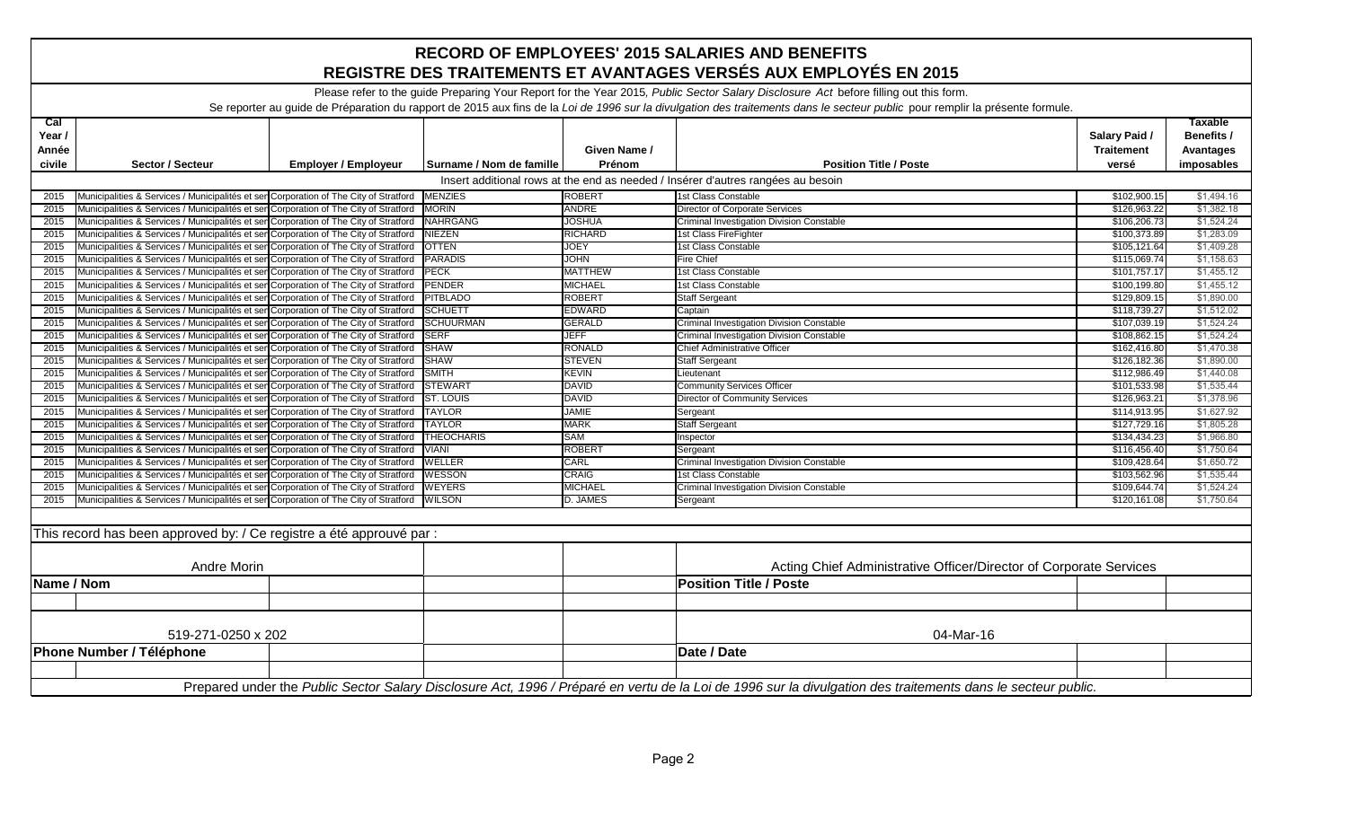# RECORD OF EMPLOYEES' 2015 SALARIES AND BENEFITS
# REGISTRE DES TRAITEMENTS ET AVANTAGES VERSÉS AUX EMPLOYÉS EN 2015

Please refer to the guide Preparing Your Report for the Year 2015, *Public Sector Salary Disclosure Act* before filling out this form.

Se reporter au guide de Préparation du rapport de 2015 aux fins de la *Loi de 1996 sur la divulgation des traitements dans le secteur public* pour remplir la présente formule.

| Cal Year / Année civile | Sector / Secteur | Employer / Employeur | Surname / Nom de famille | Given Name / Prénom | Position Title / Poste | Salary Paid / Traitement versé | Taxable Benefits / Avantages imposables |
|---|---|---|---|---|---|---|---|
| | | | | | Insert additional rows at the end as needed / Insérer d'autres rangées au besoin | | |
| 2015 | Municipalities & Services / Municipalités et ser | Corporation of The City of Stratford | MENZIES | ROBERT | 1st Class Constable | $102,900.15 | $1,494.16 |
| 2015 | Municipalities & Services / Municipalités et ser | Corporation of The City of Stratford | MORIN | ANDRE | Director of Corporate Services | $126,963.22 | $1,382.18 |
| 2015 | Municipalities & Services / Municipalités et ser | Corporation of The City of Stratford | NAHRGANG | JOSHUA | Criminal Investigation Division Constable | $106,206.73 | $1,524.24 |
| 2015 | Municipalities & Services / Municipalités et ser | Corporation of The City of Stratford | NIEZEN | RICHARD | 1st Class FireFighter | $100,373.89 | $1,283.09 |
| 2015 | Municipalities & Services / Municipalités et ser | Corporation of The City of Stratford | OTTEN | JOEY | 1st Class Constable | $105,121.64 | $1,409.28 |
| 2015 | Municipalities & Services / Municipalités et ser | Corporation of The City of Stratford | PARADIS | JOHN | Fire Chief | $115,069.74 | $1,158.63 |
| 2015 | Municipalities & Services / Municipalités et ser | Corporation of The City of Stratford | PECK | MATTHEW | 1st Class Constable | $101,757.17 | $1,455.12 |
| 2015 | Municipalities & Services / Municipalités et ser | Corporation of The City of Stratford | PENDER | MICHAEL | 1st Class Constable | $100,199.80 | $1,455.12 |
| 2015 | Municipalities & Services / Municipalités et ser | Corporation of The City of Stratford | PITBLADO | ROBERT | Staff Sergeant | $129,809.15 | $1,890.00 |
| 2015 | Municipalities & Services / Municipalités et ser | Corporation of The City of Stratford | SCHUETT | EDWARD | Captain | $118,739.27 | $1,512.02 |
| 2015 | Municipalities & Services / Municipalités et ser | Corporation of The City of Stratford | SCHUURMAN | GERALD | Criminal Investigation Division Constable | $107,039.19 | $1,524.24 |
| 2015 | Municipalities & Services / Municipalités et ser | Corporation of The City of Stratford | SERF | JEFF | Criminal Investigation Division Constable | $108,862.15 | $1,524.24 |
| 2015 | Municipalities & Services / Municipalités et ser | Corporation of The City of Stratford | SHAW | RONALD | Chief Administrative Officer | $162,416.80 | $1,470.38 |
| 2015 | Municipalities & Services / Municipalités et ser | Corporation of The City of Stratford | SHAW | STEVEN | Staff Sergeant | $126,182.36 | $1,890.00 |
| 2015 | Municipalities & Services / Municipalités et ser | Corporation of The City of Stratford | SMITH | KEVIN | Lieutenant | $112,986.49 | $1,440.08 |
| 2015 | Municipalities & Services / Municipalités et ser | Corporation of The City of Stratford | STEWART | DAVID | Community Services Officer | $101,533.98 | $1,535.44 |
| 2015 | Municipalities & Services / Municipalités et ser | Corporation of The City of Stratford | ST. LOUIS | DAVID | Director of Community Services | $126,963.21 | $1,378.96 |
| 2015 | Municipalities & Services / Municipalités et ser | Corporation of The City of Stratford | TAYLOR | JAMIE | Sergeant | $114,913.95 | $1,627.92 |
| 2015 | Municipalities & Services / Municipalités et ser | Corporation of The City of Stratford | TAYLOR | MARK | Staff Sergeant | $127,729.16 | $1,805.28 |
| 2015 | Municipalities & Services / Municipalités et ser | Corporation of The City of Stratford | THEOCHARIS | SAM | Inspector | $134,434.23 | $1,966.80 |
| 2015 | Municipalities & Services / Municipalités et ser | Corporation of The City of Stratford | VIANI | ROBERT | Sergeant | $116,456.40 | $1,750.64 |
| 2015 | Municipalities & Services / Municipalités et ser | Corporation of The City of Stratford | WELLER | CARL | Criminal Investigation Division Constable | $109,428.64 | $1,650.72 |
| 2015 | Municipalities & Services / Municipalités et ser | Corporation of The City of Stratford | WESSON | CRAIG | 1st Class Constable | $103,562.96 | $1,535.44 |
| 2015 | Municipalities & Services / Municipalités et ser | Corporation of The City of Stratford | WEYERS | MICHAEL | Criminal Investigation Division Constable | $109,644.74 | $1,524.24 |
| 2015 | Municipalities & Services / Municipalités et ser | Corporation of The City of Stratford | WILSON | D. JAMES | Sergeant | $120,161.08 | $1,750.64 |

This record has been approved by: / Ce registre a été approuvé par :

| Name / Nom | Position Title / Poste |
|---|---|
| Andre Morin | Acting Chief Administrative Officer/Director of Corporate Services |

| Phone Number / Téléphone | Date / Date |
|---|---|
| 519-271-0250 x 202 | 04-Mar-16 |

Prepared under the *Public Sector Salary Disclosure Act, 1996* / Préparé en vertu de la *Loi de 1996 sur la divulgation des traitements dans le secteur public.*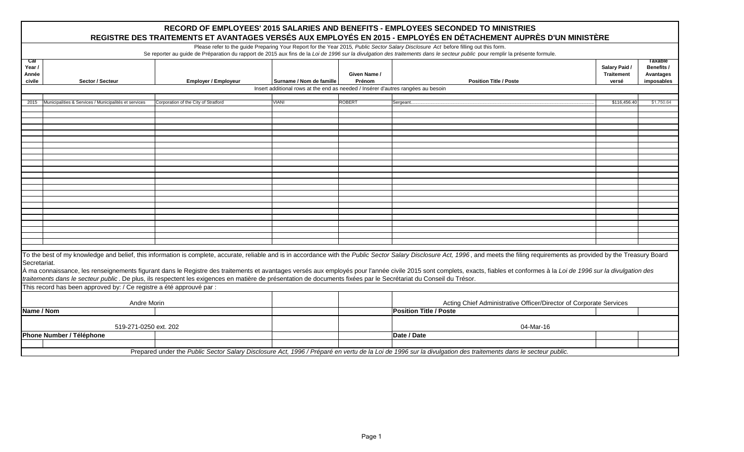# RECORD OF EMPLOYEES' 2015 SALARIES AND BENEFITS - EMPLOYEES SECONDED TO MINISTRIES
# REGISTRE DES TRAITEMENTS ET AVANTAGES VERSÉS AUX EMPLOYÉS EN 2015 - EMPLOYÉS EN DÉTACHEMENT AUPRÈS D'UN MINISTÈRE

Please refer to the guide Preparing Your Report for the Year 2015, *Public Sector Salary Disclosure Act* before filling out this form.

Se reporter au guide de Préparation du rapport de 2015 aux fins de la *Loi de 1996 sur la divulgation des traitements dans le secteur public* pour remplir la présente formule.

| Cal Year / Année civile | Sector / Secteur | Employer / Employeur | Surname / Nom de famille | Given Name / Prénom | Position Title / Poste | Salary Paid / Traitement versé | Taxable Benefits / Avantages imposables |
|---|---|---|---|---|---|---|---|
| | | | Insert additional rows at the end as needed / Insérer d'autres rangées au besoin | | | | |
| 2015 | Municipalities & Services / Municipalités et services | Corporation of the City of Stratford | VIANI | ROBERT | Sergeant | $116,456.40 | $1,750.64 |

To the best of my knowledge and belief, this information is complete, accurate, reliable and is in accordance with the *Public Sector Salary Disclosure Act, 1996*, and meets the filing requirements as provided by the Treasury Board Secretariat.

À ma connaissance, les renseignements figurant dans le Registre des traitements et avantages versés aux employés pour l'année civile 2015 sont complets, exacts, fiables et conformes à la *Loi de 1996 sur la divulgation des traitements dans le secteur public*. De plus, ils respectent les exigences en matière de présentation de documents fixées par le Secrétariat du Conseil du Trésor.

This record has been approved by: / Ce registre a été approuvé par :

| | |
|---|---|
| Andre Morin | Acting Chief Administrative Officer/Director of Corporate Services |
| **Name / Nom** | **Position Title / Poste** |
| 519-271-0250 ext. 202 | 04-Mar-16 |
| **Phone Number / Téléphone** | **Date / Date** |

Prepared under the *Public Sector Salary Disclosure Act, 1996* / Préparé en vertu de la *Loi de 1996 sur la divulgation des traitements dans le secteur public.*